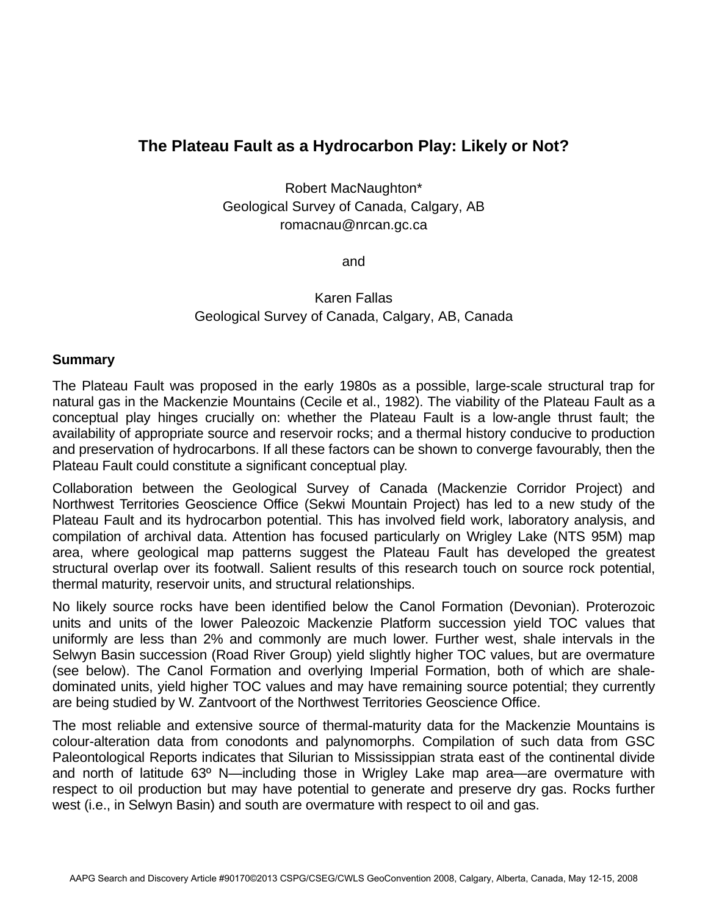# The Plateau Fault as a Hydrocarbon Play: Likely or Not?

Robert MacNaughton*
Geological Survey of Canada, Calgary, AB
romacnau@nrcan.gc.ca

and

Karen Fallas
Geological Survey of Canada, Calgary, AB, Canada

## Summary

The Plateau Fault was proposed in the early 1980s as a possible, large-scale structural trap for natural gas in the Mackenzie Mountains (Cecile et al., 1982). The viability of the Plateau Fault as a conceptual play hinges crucially on: whether the Plateau Fault is a low-angle thrust fault; the availability of appropriate source and reservoir rocks; and a thermal history conducive to production and preservation of hydrocarbons. If all these factors can be shown to converge favourably, then the Plateau Fault could constitute a significant conceptual play.

Collaboration between the Geological Survey of Canada (Mackenzie Corridor Project) and Northwest Territories Geoscience Office (Sekwi Mountain Project) has led to a new study of the Plateau Fault and its hydrocarbon potential. This has involved field work, laboratory analysis, and compilation of archival data. Attention has focused particularly on Wrigley Lake (NTS 95M) map area, where geological map patterns suggest the Plateau Fault has developed the greatest structural overlap over its footwall. Salient results of this research touch on source rock potential, thermal maturity, reservoir units, and structural relationships.

No likely source rocks have been identified below the Canol Formation (Devonian). Proterozoic units and units of the lower Paleozoic Mackenzie Platform succession yield TOC values that uniformly are less than 2% and commonly are much lower. Further west, shale intervals in the Selwyn Basin succession (Road River Group) yield slightly higher TOC values, but are overmature (see below). The Canol Formation and overlying Imperial Formation, both of which are shale-dominated units, yield higher TOC values and may have remaining source potential; they currently are being studied by W. Zantvoort of the Northwest Territories Geoscience Office.

The most reliable and extensive source of thermal-maturity data for the Mackenzie Mountains is colour-alteration data from conodonts and palynomorphs. Compilation of such data from GSC Paleontological Reports indicates that Silurian to Mississippian strata east of the continental divide and north of latitude 63º N—including those in Wrigley Lake map area—are overmature with respect to oil production but may have potential to generate and preserve dry gas. Rocks further west (i.e., in Selwyn Basin) and south are overmature with respect to oil and gas.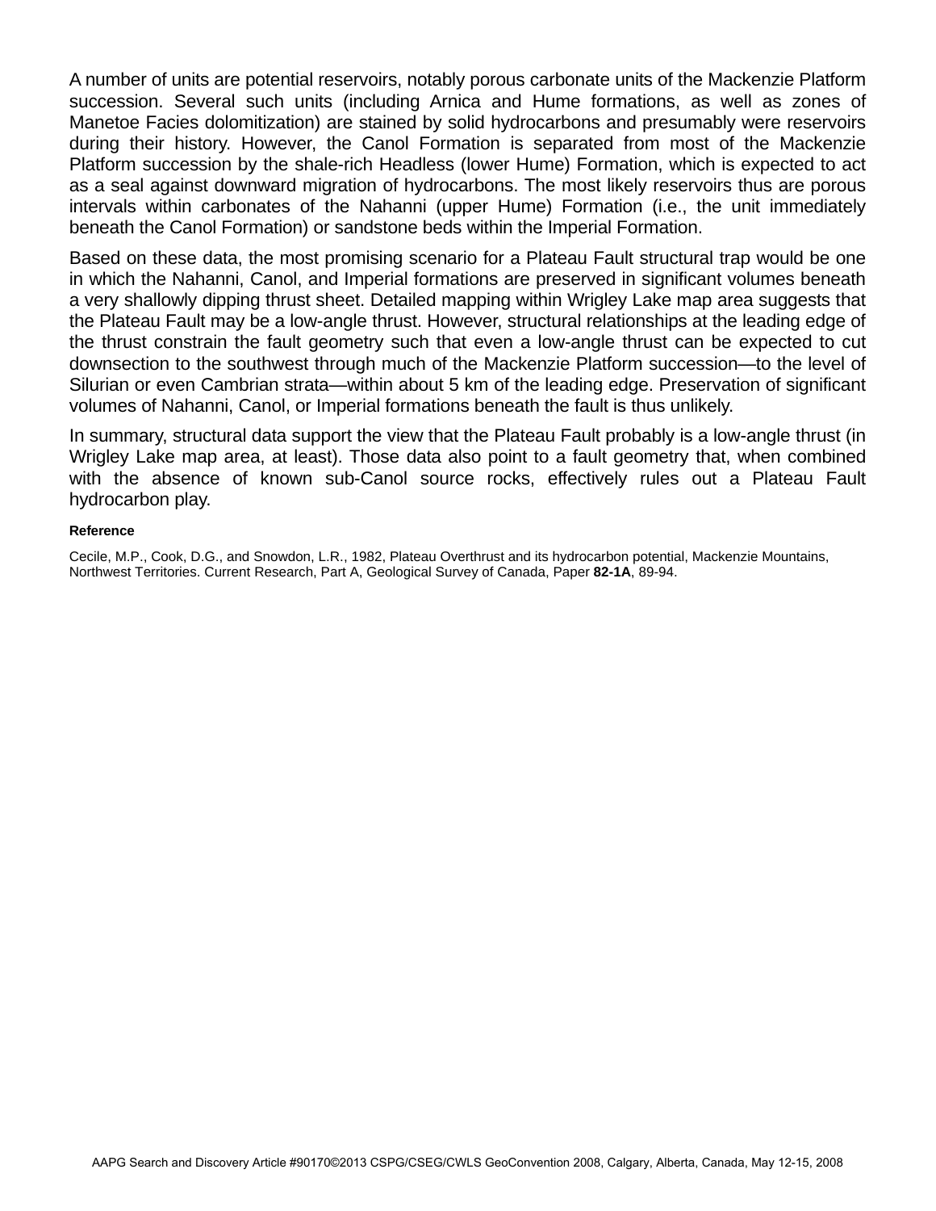A number of units are potential reservoirs, notably porous carbonate units of the Mackenzie Platform succession. Several such units (including Arnica and Hume formations, as well as zones of Manetoe Facies dolomitization) are stained by solid hydrocarbons and presumably were reservoirs during their history. However, the Canol Formation is separated from most of the Mackenzie Platform succession by the shale-rich Headless (lower Hume) Formation, which is expected to act as a seal against downward migration of hydrocarbons. The most likely reservoirs thus are porous intervals within carbonates of the Nahanni (upper Hume) Formation (i.e., the unit immediately beneath the Canol Formation) or sandstone beds within the Imperial Formation.

Based on these data, the most promising scenario for a Plateau Fault structural trap would be one in which the Nahanni, Canol, and Imperial formations are preserved in significant volumes beneath a very shallowly dipping thrust sheet. Detailed mapping within Wrigley Lake map area suggests that the Plateau Fault may be a low-angle thrust. However, structural relationships at the leading edge of the thrust constrain the fault geometry such that even a low-angle thrust can be expected to cut downsection to the southwest through much of the Mackenzie Platform succession—to the level of Silurian or even Cambrian strata—within about 5 km of the leading edge. Preservation of significant volumes of Nahanni, Canol, or Imperial formations beneath the fault is thus unlikely.

In summary, structural data support the view that the Plateau Fault probably is a low-angle thrust (in Wrigley Lake map area, at least). Those data also point to a fault geometry that, when combined with the absence of known sub-Canol source rocks, effectively rules out a Plateau Fault hydrocarbon play.

#### Reference

Cecile, M.P., Cook, D.G., and Snowdon, L.R., 1982, Plateau Overthrust and its hydrocarbon potential, Mackenzie Mountains, Northwest Territories. Current Research, Part A, Geological Survey of Canada, Paper **82-1A**, 89-94.